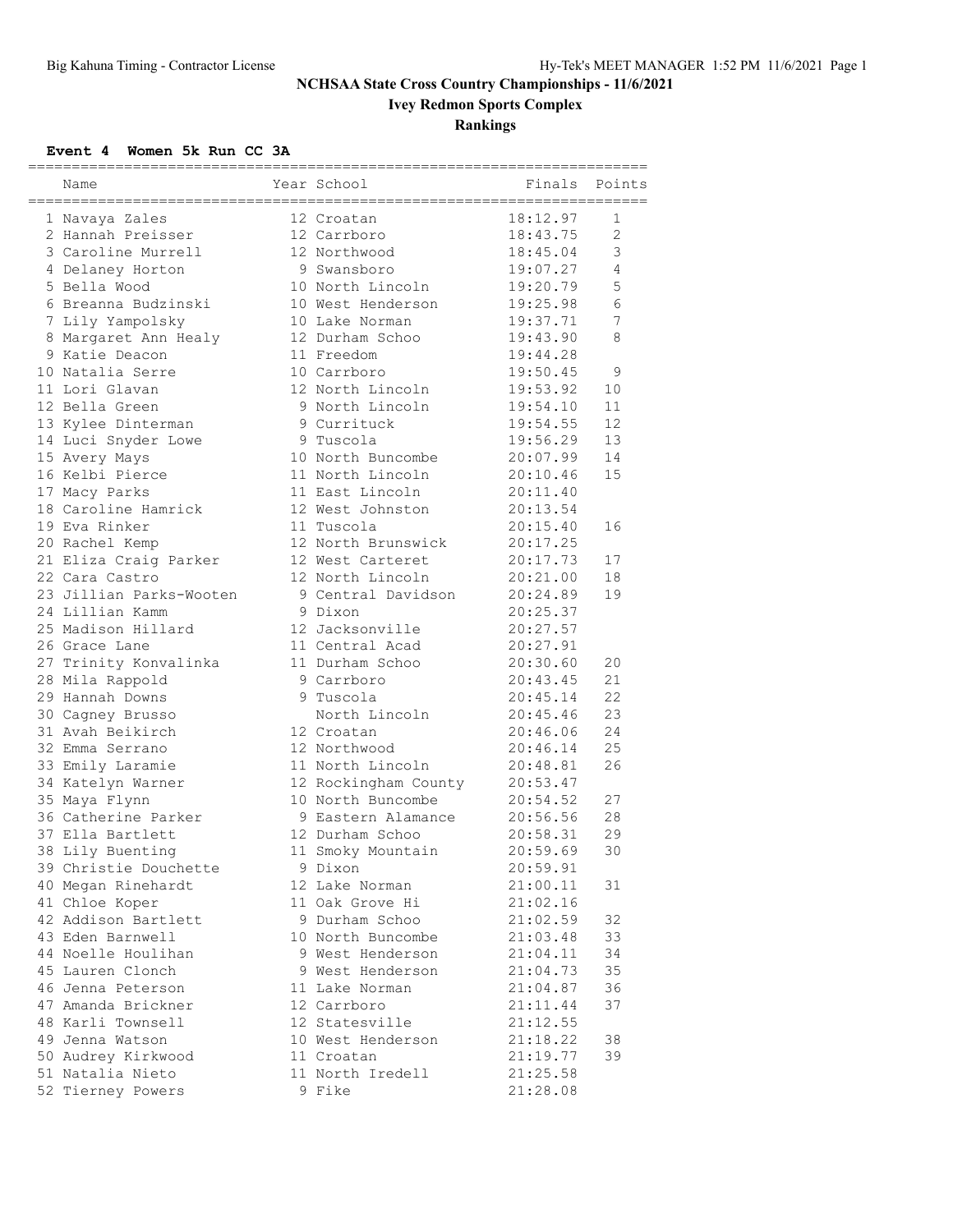# NCHSAA State Cross Country Championships - 11/6/2021

## Ivey Redmon Sports Complex

## Rankings

### Event 4 Women 5k Run CC 3A

| Place | Name | Year | School | Finals | Points |
|---|---|---|---|---|---|
| 1 | Navaya Zales | 12 | Croatan | 18:12.97 | 1 |
| 2 | Hannah Preisser | 12 | Carrboro | 18:43.75 | 2 |
| 3 | Caroline Murrell | 12 | Northwood | 18:45.04 | 3 |
| 4 | Delaney Horton | 9 | Swansboro | 19:07.27 | 4 |
| 5 | Bella Wood | 10 | North Lincoln | 19:20.79 | 5 |
| 6 | Breanna Budzinski | 10 | West Henderson | 19:25.98 | 6 |
| 7 | Lily Yampolsky | 10 | Lake Norman | 19:37.71 | 7 |
| 8 | Margaret Ann Healy | 12 | Durham Schoo | 19:43.90 | 8 |
| 9 | Katie Deacon | 11 | Freedom | 19:44.28 | |
| 10 | Natalia Serre | 10 | Carrboro | 19:50.45 | 9 |
| 11 | Lori Glavan | 12 | North Lincoln | 19:53.92 | 10 |
| 12 | Bella Green | 9 | North Lincoln | 19:54.10 | 11 |
| 13 | Kylee Dinterman | 9 | Currituck | 19:54.55 | 12 |
| 14 | Luci Snyder Lowe | 9 | Tuscola | 19:56.29 | 13 |
| 15 | Avery Mays | 10 | North Buncombe | 20:07.99 | 14 |
| 16 | Kelbi Pierce | 11 | North Lincoln | 20:10.46 | 15 |
| 17 | Macy Parks | 11 | East Lincoln | 20:11.40 | |
| 18 | Caroline Hamrick | 12 | West Johnston | 20:13.54 | |
| 19 | Eva Rinker | 11 | Tuscola | 20:15.40 | 16 |
| 20 | Rachel Kemp | 12 | North Brunswick | 20:17.25 | |
| 21 | Eliza Craig Parker | 12 | West Carteret | 20:17.73 | 17 |
| 22 | Cara Castro | 12 | North Lincoln | 20:21.00 | 18 |
| 23 | Jillian Parks-Wooten | 9 | Central Davidson | 20:24.89 | 19 |
| 24 | Lillian Kamm | 9 | Dixon | 20:25.37 | |
| 25 | Madison Hillard | 12 | Jacksonville | 20:27.57 | |
| 26 | Grace Lane | 11 | Central Acad | 20:27.91 | |
| 27 | Trinity Konvalinka | 11 | Durham Schoo | 20:30.60 | 20 |
| 28 | Mila Rappold | 9 | Carrboro | 20:43.45 | 21 |
| 29 | Hannah Downs | 9 | Tuscola | 20:45.14 | 22 |
| 30 | Cagney Brusso | | North Lincoln | 20:45.46 | 23 |
| 31 | Avah Beikirch | 12 | Croatan | 20:46.06 | 24 |
| 32 | Emma Serrano | 12 | Northwood | 20:46.14 | 25 |
| 33 | Emily Laramie | 11 | North Lincoln | 20:48.81 | 26 |
| 34 | Katelyn Warner | 12 | Rockingham County | 20:53.47 | |
| 35 | Maya Flynn | 10 | North Buncombe | 20:54.52 | 27 |
| 36 | Catherine Parker | 9 | Eastern Alamance | 20:56.56 | 28 |
| 37 | Ella Bartlett | 12 | Durham Schoo | 20:58.31 | 29 |
| 38 | Lily Buenting | 11 | Smoky Mountain | 20:59.69 | 30 |
| 39 | Christie Douchette | 9 | Dixon | 20:59.91 | |
| 40 | Megan Rinehardt | 12 | Lake Norman | 21:00.11 | 31 |
| 41 | Chloe Koper | 11 | Oak Grove Hi | 21:02.16 | |
| 42 | Addison Bartlett | 9 | Durham Schoo | 21:02.59 | 32 |
| 43 | Eden Barnwell | 10 | North Buncombe | 21:03.48 | 33 |
| 44 | Noelle Houlihan | 9 | West Henderson | 21:04.11 | 34 |
| 45 | Lauren Clonch | 9 | West Henderson | 21:04.73 | 35 |
| 46 | Jenna Peterson | 11 | Lake Norman | 21:04.87 | 36 |
| 47 | Amanda Brickner | 12 | Carrboro | 21:11.44 | 37 |
| 48 | Karli Townsell | 12 | Statesville | 21:12.55 | |
| 49 | Jenna Watson | 10 | West Henderson | 21:18.22 | 38 |
| 50 | Audrey Kirkwood | 11 | Croatan | 21:19.77 | 39 |
| 51 | Natalia Nieto | 11 | North Iredell | 21:25.58 | |
| 52 | Tierney Powers | 9 | Fike | 21:28.08 | |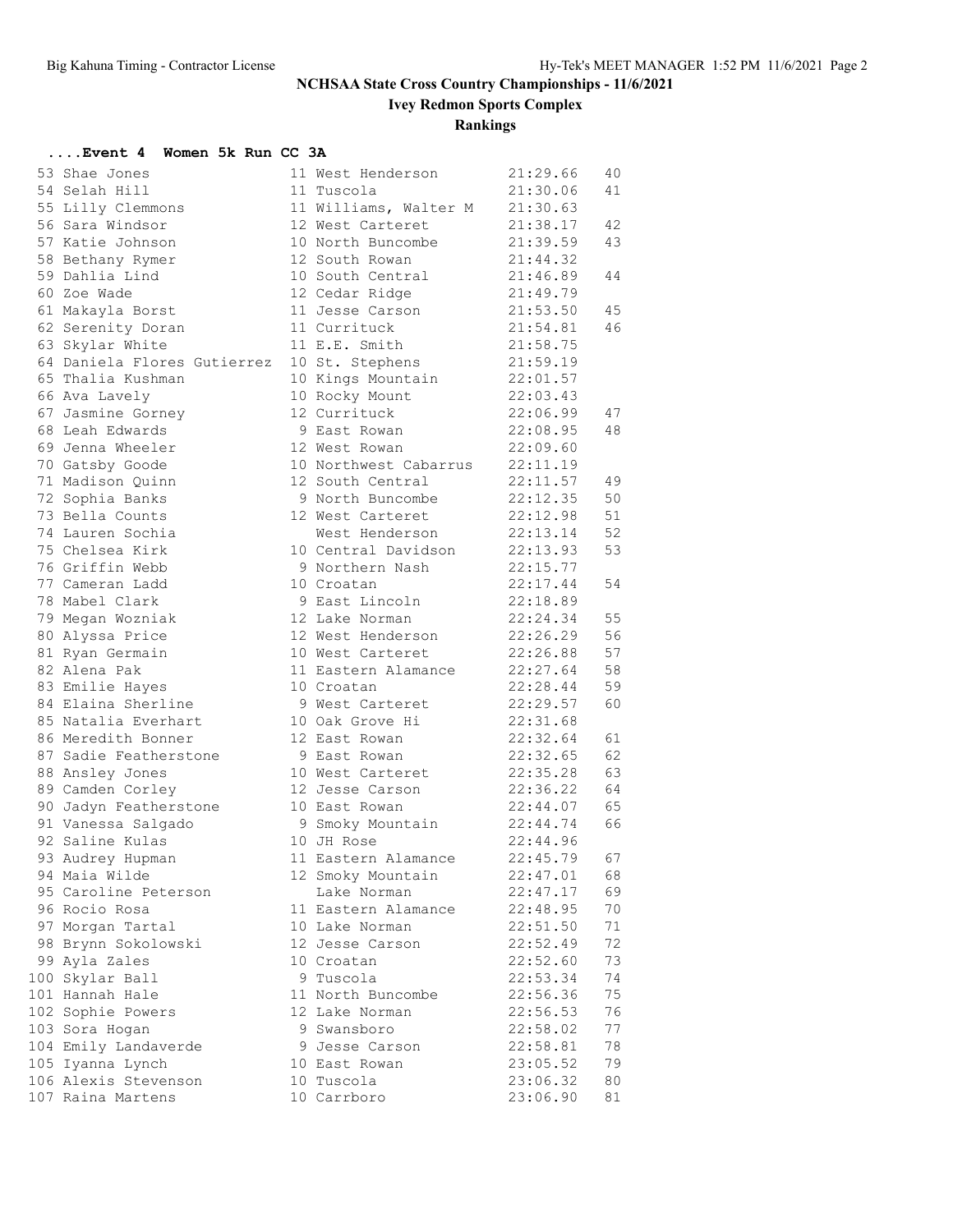# NCHSAA State Cross Country Championships - 11/6/2021

## Ivey Redmon Sports Complex

### Rankings

**....Event 4 Women 5k Run CC 3A**

| Place | Name | Yr | School | Time | Points |
|---|---|---|---|---|---|
| 53 | Shae Jones | 11 | West Henderson | 21:29.66 | 40 |
| 54 | Selah Hill | 11 | Tuscola | 21:30.06 | 41 |
| 55 | Lilly Clemmons | 11 | Williams, Walter M | 21:30.63 | |
| 56 | Sara Windsor | 12 | West Carteret | 21:38.17 | 42 |
| 57 | Katie Johnson | 10 | North Buncombe | 21:39.59 | 43 |
| 58 | Bethany Rymer | 12 | South Rowan | 21:44.32 | |
| 59 | Dahlia Lind | 10 | South Central | 21:46.89 | 44 |
| 60 | Zoe Wade | 12 | Cedar Ridge | 21:49.79 | |
| 61 | Makayla Borst | 11 | Jesse Carson | 21:53.50 | 45 |
| 62 | Serenity Doran | 11 | Currituck | 21:54.81 | 46 |
| 63 | Skylar White | 11 | E.E. Smith | 21:58.75 | |
| 64 | Daniela Flores Gutierrez | 10 | St. Stephens | 21:59.19 | |
| 65 | Thalia Kushman | 10 | Kings Mountain | 22:01.57 | |
| 66 | Ava Lavely | 10 | Rocky Mount | 22:03.43 | |
| 67 | Jasmine Gorney | 12 | Currituck | 22:06.99 | 47 |
| 68 | Leah Edwards | 9 | East Rowan | 22:08.95 | 48 |
| 69 | Jenna Wheeler | 12 | West Rowan | 22:09.60 | |
| 70 | Gatsby Goode | 10 | Northwest Cabarrus | 22:11.19 | |
| 71 | Madison Quinn | 12 | South Central | 22:11.57 | 49 |
| 72 | Sophia Banks | 9 | North Buncombe | 22:12.35 | 50 |
| 73 | Bella Counts | 12 | West Carteret | 22:12.98 | 51 |
| 74 | Lauren Sochia | | West Henderson | 22:13.14 | 52 |
| 75 | Chelsea Kirk | 10 | Central Davidson | 22:13.93 | 53 |
| 76 | Griffin Webb | 9 | Northern Nash | 22:15.77 | |
| 77 | Cameran Ladd | 10 | Croatan | 22:17.44 | 54 |
| 78 | Mabel Clark | 9 | East Lincoln | 22:18.89 | |
| 79 | Megan Wozniak | 12 | Lake Norman | 22:24.34 | 55 |
| 80 | Alyssa Price | 12 | West Henderson | 22:26.29 | 56 |
| 81 | Ryan Germain | 10 | West Carteret | 22:26.88 | 57 |
| 82 | Alena Pak | 11 | Eastern Alamance | 22:27.64 | 58 |
| 83 | Emilie Hayes | 10 | Croatan | 22:28.44 | 59 |
| 84 | Elaina Sherline | 9 | West Carteret | 22:29.57 | 60 |
| 85 | Natalia Everhart | 10 | Oak Grove Hi | 22:31.68 | |
| 86 | Meredith Bonner | 12 | East Rowan | 22:32.64 | 61 |
| 87 | Sadie Featherstone | 9 | East Rowan | 22:32.65 | 62 |
| 88 | Ansley Jones | 10 | West Carteret | 22:35.28 | 63 |
| 89 | Camden Corley | 12 | Jesse Carson | 22:36.22 | 64 |
| 90 | Jadyn Featherstone | 10 | East Rowan | 22:44.07 | 65 |
| 91 | Vanessa Salgado | 9 | Smoky Mountain | 22:44.74 | 66 |
| 92 | Saline Kulas | 10 | JH Rose | 22:44.96 | |
| 93 | Audrey Hupman | 11 | Eastern Alamance | 22:45.79 | 67 |
| 94 | Maia Wilde | 12 | Smoky Mountain | 22:47.01 | 68 |
| 95 | Caroline Peterson | | Lake Norman | 22:47.17 | 69 |
| 96 | Rocio Rosa | 11 | Eastern Alamance | 22:48.95 | 70 |
| 97 | Morgan Tartal | 10 | Lake Norman | 22:51.50 | 71 |
| 98 | Brynn Sokolowski | 12 | Jesse Carson | 22:52.49 | 72 |
| 99 | Ayla Zales | 10 | Croatan | 22:52.60 | 73 |
| 100 | Skylar Ball | 9 | Tuscola | 22:53.34 | 74 |
| 101 | Hannah Hale | 11 | North Buncombe | 22:56.36 | 75 |
| 102 | Sophie Powers | 12 | Lake Norman | 22:56.53 | 76 |
| 103 | Sora Hogan | 9 | Swansboro | 22:58.02 | 77 |
| 104 | Emily Landaverde | 9 | Jesse Carson | 22:58.81 | 78 |
| 105 | Iyanna Lynch | 10 | East Rowan | 23:05.52 | 79 |
| 106 | Alexis Stevenson | 10 | Tuscola | 23:06.32 | 80 |
| 107 | Raina Martens | 10 | Carrboro | 23:06.90 | 81 |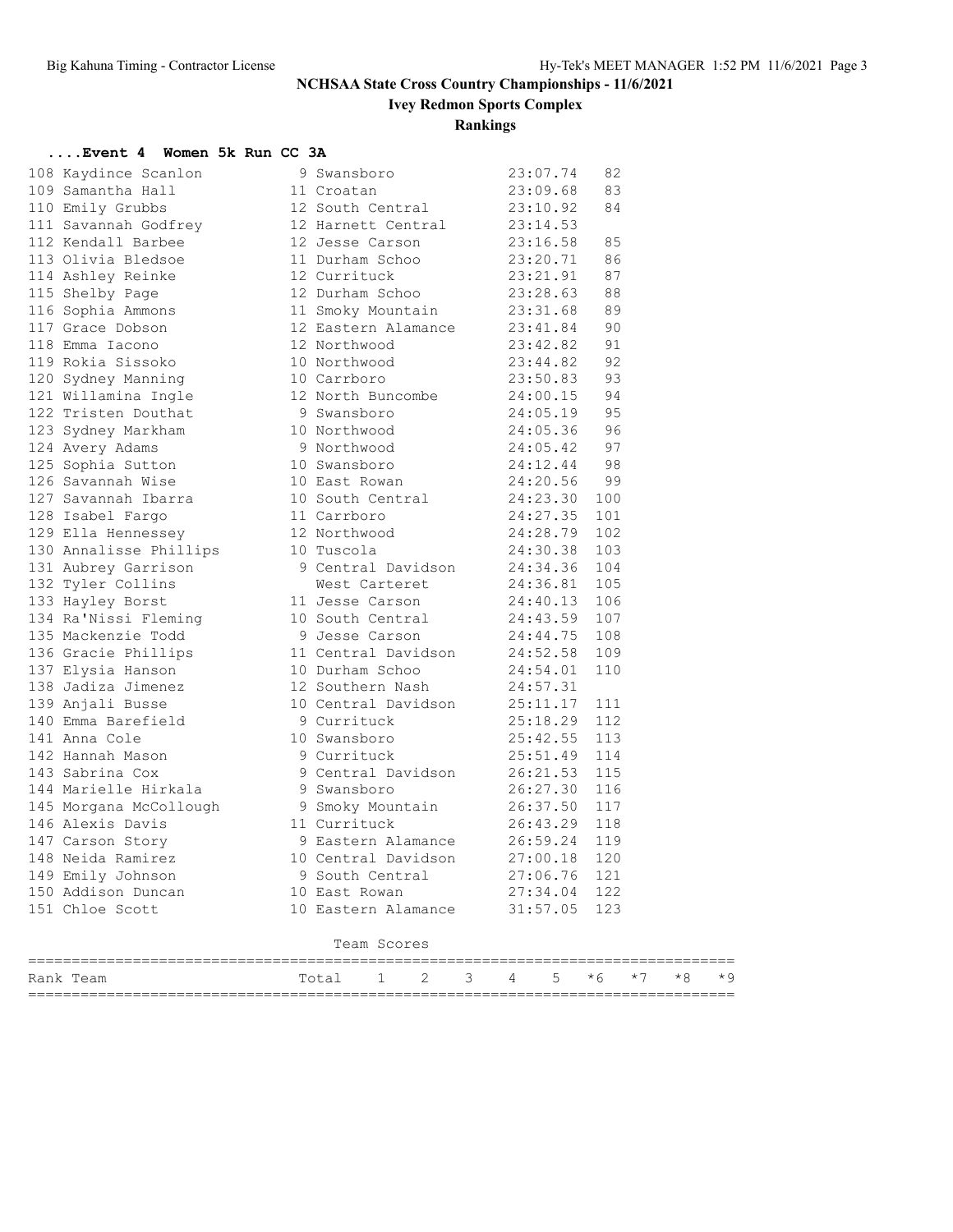# NCHSAA State Cross Country Championships - 11/6/2021

## Ivey Redmon Sports Complex

## Rankings

### ....Event 4 Women 5k Run CC 3A

| Place | Name | Yr | School | Time | Points |
|---|---|---|---|---|---|
| 108 | Kaydince Scanlon | 9 | Swansboro | 23:07.74 | 82 |
| 109 | Samantha Hall | 11 | Croatan | 23:09.68 | 83 |
| 110 | Emily Grubbs | 12 | South Central | 23:10.92 | 84 |
| 111 | Savannah Godfrey | 12 | Harnett Central | 23:14.53 | |
| 112 | Kendall Barbee | 12 | Jesse Carson | 23:16.58 | 85 |
| 113 | Olivia Bledsoe | 11 | Durham Schoo | 23:20.71 | 86 |
| 114 | Ashley Reinke | 12 | Currituck | 23:21.91 | 87 |
| 115 | Shelby Page | 12 | Durham Schoo | 23:28.63 | 88 |
| 116 | Sophia Ammons | 11 | Smoky Mountain | 23:31.68 | 89 |
| 117 | Grace Dobson | 12 | Eastern Alamance | 23:41.84 | 90 |
| 118 | Emma Iacono | 12 | Northwood | 23:42.82 | 91 |
| 119 | Rokia Sissoko | 10 | Northwood | 23:44.82 | 92 |
| 120 | Sydney Manning | 10 | Carrboro | 23:50.83 | 93 |
| 121 | Willamina Ingle | 12 | North Buncombe | 24:00.15 | 94 |
| 122 | Tristen Douthat | 9 | Swansboro | 24:05.19 | 95 |
| 123 | Sydney Markham | 10 | Northwood | 24:05.36 | 96 |
| 124 | Avery Adams | 9 | Northwood | 24:05.42 | 97 |
| 125 | Sophia Sutton | 10 | Swansboro | 24:12.44 | 98 |
| 126 | Savannah Wise | 10 | East Rowan | 24:20.56 | 99 |
| 127 | Savannah Ibarra | 10 | South Central | 24:23.30 | 100 |
| 128 | Isabel Fargo | 11 | Carrboro | 24:27.35 | 101 |
| 129 | Ella Hennessey | 12 | Northwood | 24:28.79 | 102 |
| 130 | Annalisse Phillips | 10 | Tuscola | 24:30.38 | 103 |
| 131 | Aubrey Garrison | 9 | Central Davidson | 24:34.36 | 104 |
| 132 | Tyler Collins | | West Carteret | 24:36.81 | 105 |
| 133 | Hayley Borst | 11 | Jesse Carson | 24:40.13 | 106 |
| 134 | Ra'Nissi Fleming | 10 | South Central | 24:43.59 | 107 |
| 135 | Mackenzie Todd | 9 | Jesse Carson | 24:44.75 | 108 |
| 136 | Gracie Phillips | 11 | Central Davidson | 24:52.58 | 109 |
| 137 | Elysia Hanson | 10 | Durham Schoo | 24:54.01 | 110 |
| 138 | Jadiza Jimenez | 12 | Southern Nash | 24:57.31 | |
| 139 | Anjali Busse | 10 | Central Davidson | 25:11.17 | 111 |
| 140 | Emma Barefield | 9 | Currituck | 25:18.29 | 112 |
| 141 | Anna Cole | 10 | Swansboro | 25:42.55 | 113 |
| 142 | Hannah Mason | 9 | Currituck | 25:51.49 | 114 |
| 143 | Sabrina Cox | 9 | Central Davidson | 26:21.53 | 115 |
| 144 | Marielle Hirkala | 9 | Swansboro | 26:27.30 | 116 |
| 145 | Morgana McCollough | 9 | Smoky Mountain | 26:37.50 | 117 |
| 146 | Alexis Davis | 11 | Currituck | 26:43.29 | 118 |
| 147 | Carson Story | 9 | Eastern Alamance | 26:59.24 | 119 |
| 148 | Neida Ramirez | 10 | Central Davidson | 27:00.18 | 120 |
| 149 | Emily Johnson | 9 | South Central | 27:06.76 | 121 |
| 150 | Addison Duncan | 10 | East Rowan | 27:34.04 | 122 |
| 151 | Chloe Scott | 10 | Eastern Alamance | 31:57.05 | 123 |

#### Team Scores

| Rank | Team | Total | 1 | 2 | 3 | 4 | 5 | *6 | *7 | *8 | *9 |
|---|---|---|---|---|---|---|---|---|---|---|---|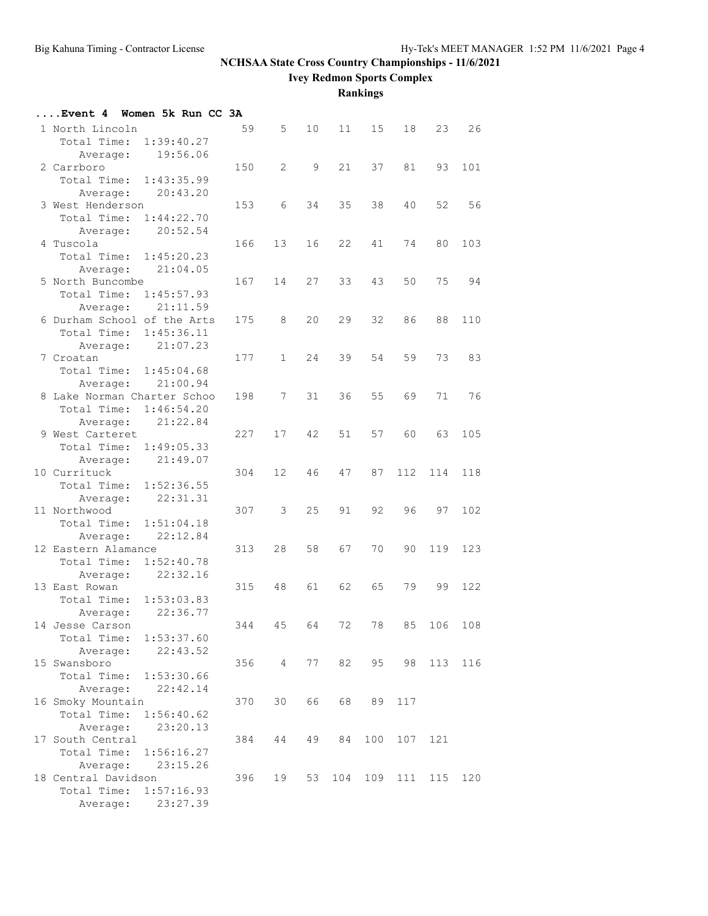## NCHSAA State Cross Country Championships - 11/6/2021

### Ivey Redmon Sports Complex

### Rankings

**....Event 4 Women 5k Run CC 3A**

| | | | | | | | | | |
|---|---|---|---|---|---|---|---|---|---|
| 1 North Lincoln | 59 | 5 | 10 | 11 | 15 | 18 | 23 | 26 |
| Total Time: 1:39:40.27 | | | | | | | | | |
| Average: 19:56.06 | | | | | | | | | |
| 2 Carrboro | 150 | 2 | 9 | 21 | 37 | 81 | 93 | 101 |
| Total Time: 1:43:35.99 | | | | | | | | | |
| Average: 20:43.20 | | | | | | | | | |
| 3 West Henderson | 153 | 6 | 34 | 35 | 38 | 40 | 52 | 56 |
| Total Time: 1:44:22.70 | | | | | | | | | |
| Average: 20:52.54 | | | | | | | | | |
| 4 Tuscola | 166 | 13 | 16 | 22 | 41 | 74 | 80 | 103 |
| Total Time: 1:45:20.23 | | | | | | | | | |
| Average: 21:04.05 | | | | | | | | | |
| 5 North Buncombe | 167 | 14 | 27 | 33 | 43 | 50 | 75 | 94 |
| Total Time: 1:45:57.93 | | | | | | | | | |
| Average: 21:11.59 | | | | | | | | | |
| 6 Durham School of the Arts | 175 | 8 | 20 | 29 | 32 | 86 | 88 | 110 |
| Total Time: 1:45:36.11 | | | | | | | | | |
| Average: 21:07.23 | | | | | | | | | |
| 7 Croatan | 177 | 1 | 24 | 39 | 54 | 59 | 73 | 83 |
| Total Time: 1:45:04.68 | | | | | | | | | |
| Average: 21:00.94 | | | | | | | | | |
| 8 Lake Norman Charter Schoo | 198 | 7 | 31 | 36 | 55 | 69 | 71 | 76 |
| Total Time: 1:46:54.20 | | | | | | | | | |
| Average: 21:22.84 | | | | | | | | | |
| 9 West Carteret | 227 | 17 | 42 | 51 | 57 | 60 | 63 | 105 |
| Total Time: 1:49:05.33 | | | | | | | | | |
| Average: 21:49.07 | | | | | | | | | |
| 10 Currituck | 304 | 12 | 46 | 47 | 87 | 112 | 114 | 118 |
| Total Time: 1:52:36.55 | | | | | | | | | |
| Average: 22:31.31 | | | | | | | | | |
| 11 Northwood | 307 | 3 | 25 | 91 | 92 | 96 | 97 | 102 |
| Total Time: 1:51:04.18 | | | | | | | | | |
| Average: 22:12.84 | | | | | | | | | |
| 12 Eastern Alamance | 313 | 28 | 58 | 67 | 70 | 90 | 119 | 123 |
| Total Time: 1:52:40.78 | | | | | | | | | |
| Average: 22:32.16 | | | | | | | | | |
| 13 East Rowan | 315 | 48 | 61 | 62 | 65 | 79 | 99 | 122 |
| Total Time: 1:53:03.83 | | | | | | | | | |
| Average: 22:36.77 | | | | | | | | | |
| 14 Jesse Carson | 344 | 45 | 64 | 72 | 78 | 85 | 106 | 108 |
| Total Time: 1:53:37.60 | | | | | | | | | |
| Average: 22:43.52 | | | | | | | | | |
| 15 Swansboro | 356 | 4 | 77 | 82 | 95 | 98 | 113 | 116 |
| Total Time: 1:53:30.66 | | | | | | | | | |
| Average: 22:42.14 | | | | | | | | | |
| 16 Smoky Mountain | 370 | 30 | 66 | 68 | 89 | 117 | | |
| Total Time: 1:56:40.62 | | | | | | | | | |
| Average: 23:20.13 | | | | | | | | | |
| 17 South Central | 384 | 44 | 49 | 84 | 100 | 107 | 121 | |
| Total Time: 1:56:16.27 | | | | | | | | | |
| Average: 23:15.26 | | | | | | | | | |
| 18 Central Davidson | 396 | 19 | 53 | 104 | 109 | 111 | 115 | 120 |
| Total Time: 1:57:16.93 | | | | | | | | | |
| Average: 23:27.39 | | | | | | | | | |